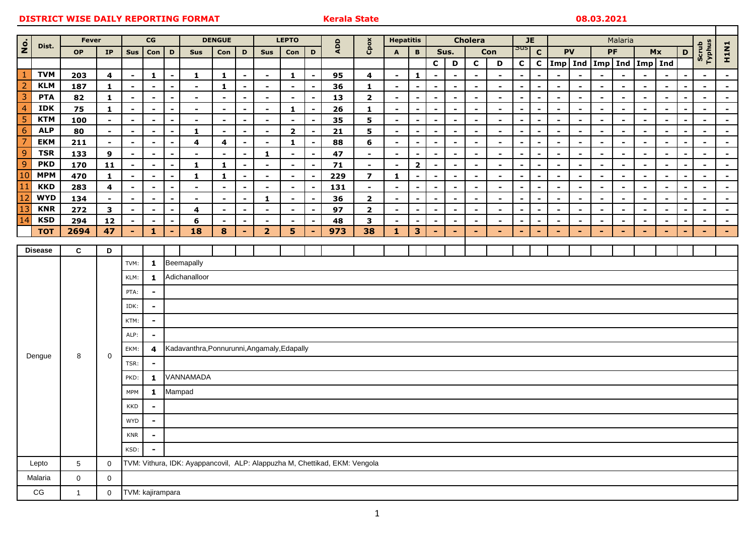**DISTRICT WISE DAILY REPORTING FORMAT** **Kerala State** **08.03.2021**

| No. | Dist. | Fever | | CG | | | DENGUE | | | LEPTO | | | ADD | Cpox | Hepatitis | | Cholera | | | | JE | | Malaria | | | | | | | Scrub Typhus | H1N1 |
|---|---|---|---|---|---|---|---|---|---|---|---|---|---|---|---|---|---|---|---|---|---|---|---|---|---|---|---|---|---|---|---|
| | | OP | IP | Sus | Con | D | Sus | Con | D | Sus | Con | D | | | A | B | Sus. | | Con | | Sus | C | PV | | PF | | Mx | | D | | |
| | | | | | | | | | | | | | | | | | C | D | C | D | C | C | Imp | Ind | Imp | Ind | Imp | Ind | | | |
| 1 | TVM | 203 | 4 | - | 1 | - | 1 | 1 | - | - | 1 | - | 95 | 4 | - | 1 | - | - | - | - | - | - | - | - | - | - | - | - | - | - | - |
| 2 | KLM | 187 | 1 | - | - | - | - | 1 | - | - | - | - | 36 | 1 | - | - | - | - | - | - | - | - | - | - | - | - | - | - | - | - | - |
| 3 | PTA | 82 | 1 | - | - | - | - | - | - | - | - | - | 13 | 2 | - | - | - | - | - | - | - | - | - | - | - | - | - | - | - | - | - |
| 4 | IDK | 75 | 1 | - | - | - | - | - | - | - | 1 | - | 26 | 1 | - | - | - | - | - | - | - | - | - | - | - | - | - | - | - | - | - |
| 5 | KTM | 100 | - | - | - | - | - | - | - | - | - | - | 35 | 5 | - | - | - | - | - | - | - | - | - | - | - | - | - | - | - | - | - |
| 6 | ALP | 80 | - | - | - | - | 1 | - | - | - | 2 | - | 21 | 5 | - | - | - | - | - | - | - | - | - | - | - | - | - | - | - | - | - |
| 7 | EKM | 211 | - | - | - | - | 4 | 4 | - | - | 1 | - | 88 | 6 | - | - | - | - | - | - | - | - | - | - | - | - | - | - | - | - | - |
| 9 | TSR | 133 | 9 | - | - | - | - | - | - | 1 | - | - | 47 | - | - | - | - | - | - | - | - | - | - | - | - | - | - | - | - | - | - |
| 9 | PKD | 170 | 11 | - | - | - | 1 | 1 | - | - | - | - | 71 | - | - | 2 | - | - | - | - | - | - | - | - | - | - | - | - | - | - | - |
| 10 | MPM | 470 | 1 | - | - | - | 1 | 1 | - | - | - | - | 229 | 7 | 1 | - | - | - | - | - | - | - | - | - | - | - | - | - | - | - | - |
| 11 | KKD | 283 | 4 | - | - | - | - | - | - | - | - | - | 131 | - | - | - | - | - | - | - | - | - | - | - | - | - | - | - | - | - | - |
| 12 | WYD | 134 | - | - | - | - | - | - | - | 1 | - | - | 36 | 2 | - | - | - | - | - | - | - | - | - | - | - | - | - | - | - | - | - |
| 13 | KNR | 272 | 3 | - | - | - | 4 | - | - | - | - | - | 97 | 2 | - | - | - | - | - | - | - | - | - | - | - | - | - | - | - | - | - |
| 14 | KSD | 294 | 12 | - | - | - | 6 | - | - | - | - | - | 48 | 3 | - | - | - | - | - | - | - | - | - | - | - | - | - | - | - | - | - |
| | TOT | 2694 | 47 | - | 1 | - | 18 | 8 | - | 2 | 5 | - | 973 | 38 | 1 | 3 | - | - | - | - | - | - | - | - | - | - | - | - | - | - | - |

| Disease | C | D | | | |
|---|---|---|---|---|---|
| Dengue | 8 | 0 | TVM: | 1 | Beemapally |
| | | | KLM: | 1 | Adichanalloor |
| | | | PTA: | - | |
| | | | IDK: | - | |
| | | | KTM: | - | |
| | | | ALP: | - | |
| | | | EKM: | 4 | Kadavanthra,Ponnurunni,Angamaly,Edapally |
| | | | TSR: | - | |
| | | | PKD: | 1 | VANNAMADA |
| | | | MPM | 1 | Mampad |
| | | | KKD | - | |
| | | | WYD | - | |
| | | | KNR | - | |
| | | | KSD: | - | |
| Lepto | 5 | 0 | TVM: Vithura, IDK: Ayappancovil, ALP: Alappuzha M, Chettikad, EKM: Vengola | | |
| Malaria | 0 | 0 | | | |
| CG | 1 | 0 | TVM: kajirampara | | |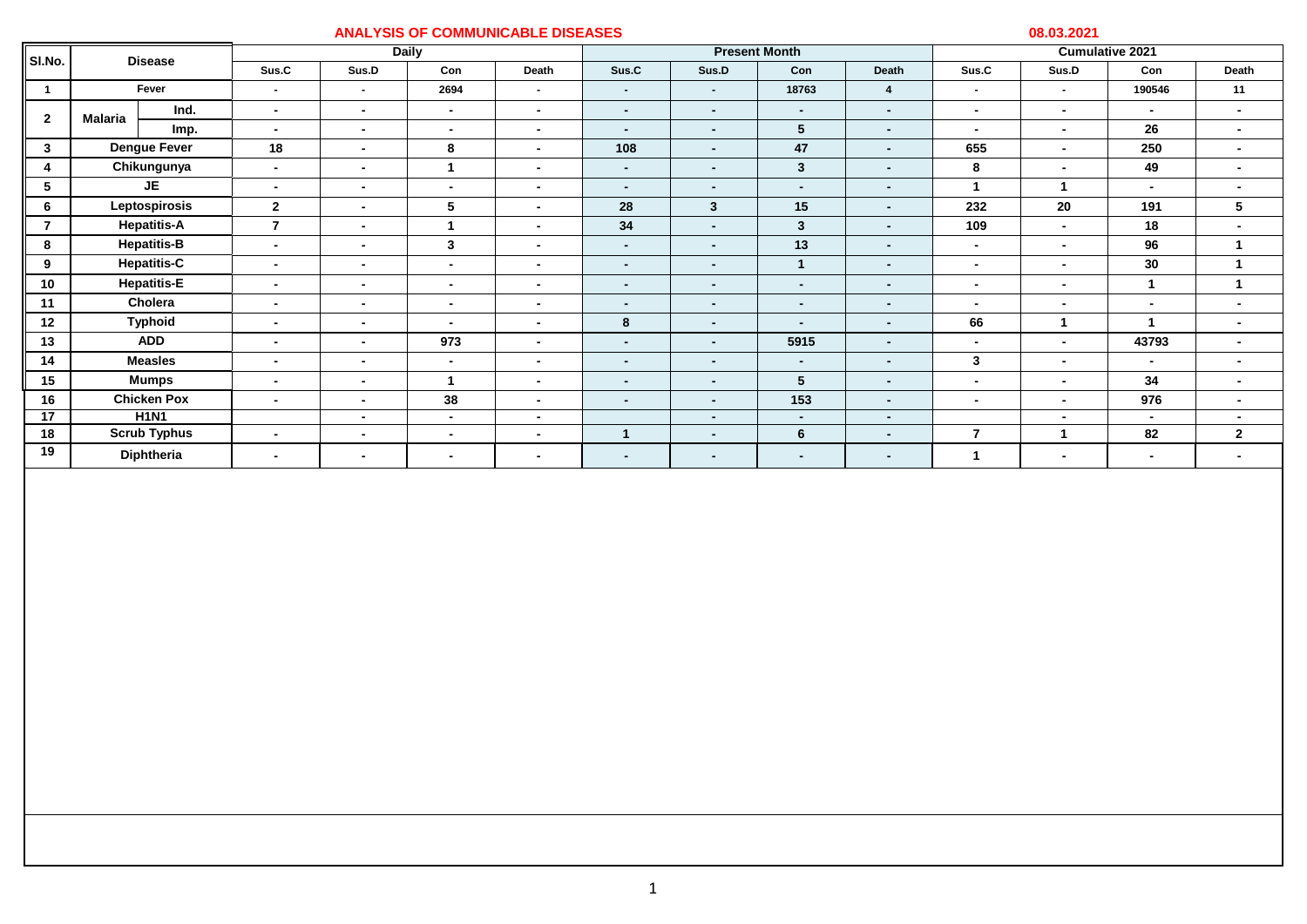**ANALYSIS OF COMMUNICABLE DISEASES** 08.03.2021

| Sl.No. | Disease | | Daily | | | | Present Month | | | | Cumulative 2021 | | | |
|---|---|---|---|---|---|---|---|---|---|---|---|---|---|---|
| | | | Sus.C | Sus.D | Con | Death | Sus.C | Sus.D | Con | Death | Sus.C | Sus.D | Con | Death |
| 1 | Fever | | - | - | 2694 | - | - | - | 18763 | 4 | - | - | 190546 | 11 |
| 2 | Malaria | Ind. | - | - | - | - | - | - | - | - | - | - | - | - |
| | | Imp. | - | - | - | - | - | - | 5 | - | - | - | 26 | - |
| 3 | Dengue Fever | | 18 | - | 8 | - | 108 | - | 47 | - | 655 | - | 250 | - |
| 4 | Chikungunya | | - | - | 1 | - | - | - | 3 | - | 8 | - | 49 | - |
| 5 | JE | | - | - | - | - | - | - | - | - | 1 | 1 | - | - |
| 6 | Leptospirosis | | 2 | - | 5 | - | 28 | 3 | 15 | - | 232 | 20 | 191 | 5 |
| 7 | Hepatitis-A | | 7 | - | 1 | - | 34 | - | 3 | - | 109 | - | 18 | - |
| 8 | Hepatitis-B | | - | - | 3 | - | - | - | 13 | - | - | - | 96 | 1 |
| 9 | Hepatitis-C | | - | - | - | - | - | - | 1 | - | - | - | 30 | 1 |
| 10 | Hepatitis-E | | - | - | - | - | - | - | - | - | - | - | 1 | 1 |
| 11 | Cholera | | - | - | - | - | - | - | - | - | - | - | - | - |
| 12 | Typhoid | | - | - | - | - | 8 | - | - | - | 66 | 1 | 1 | - |
| 13 | ADD | | - | - | 973 | - | - | - | 5915 | - | - | - | 43793 | - |
| 14 | Measles | | - | - | - | - | - | - | - | - | 3 | - | - | - |
| 15 | Mumps | | - | - | 1 | - | - | - | 5 | - | - | - | 34 | - |
| 16 | Chicken Pox | | - | - | 38 | - | - | - | 153 | - | - | - | 976 | - |
| 17 | H1N1 | | | - | - | - | | - | - | - | | - | - | - |
| 18 | Scrub Typhus | | - | - | - | - | 1 | - | 6 | - | 7 | 1 | 82 | 2 |
| 19 | Diphtheria | | - | - | - | - | - | - | - | - | 1 | - | - | - |